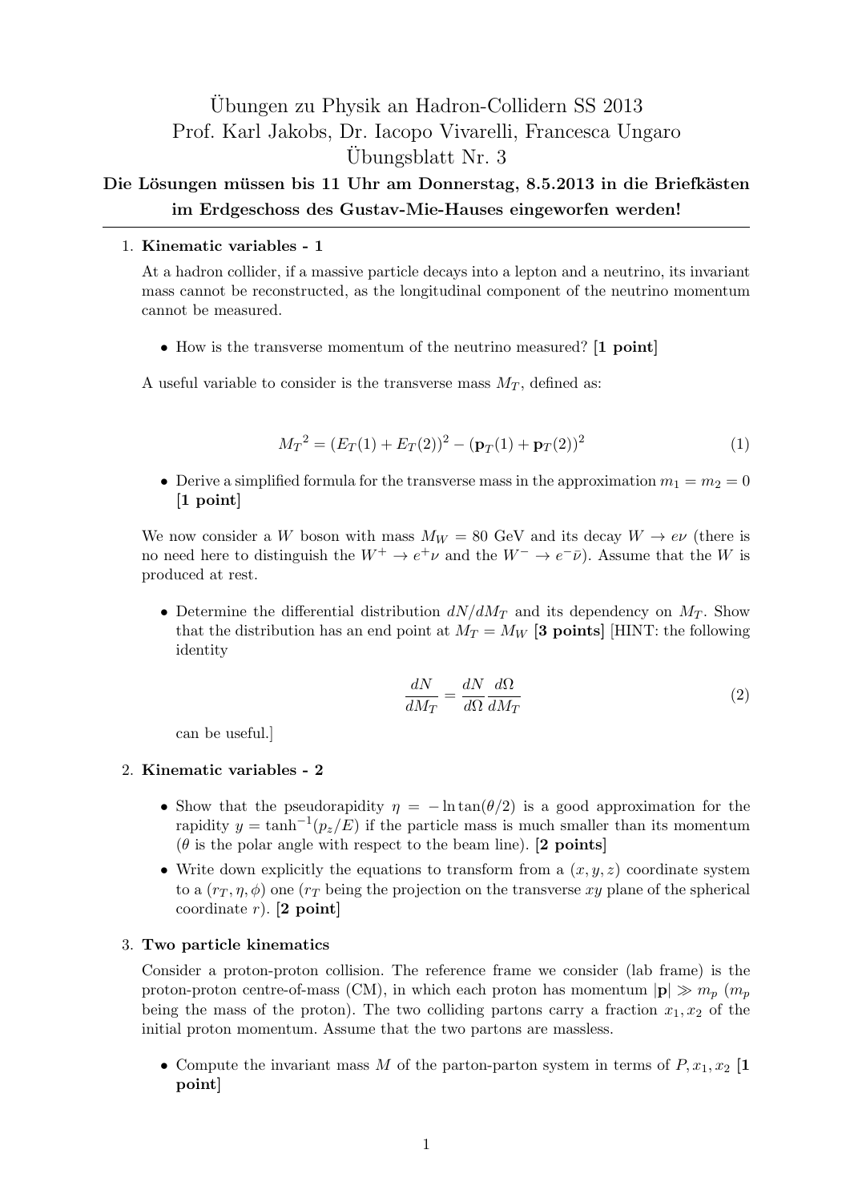# Übungen zu Physik an Hadron-Collidern SS 2013
## Prof. Karl Jakobs, Dr. Iacopo Vivarelli, Francesca Ungaro
## Übungsblatt Nr. 3

**Die Lösungen müssen bis 11 Uhr am Donnerstag, 8.5.2013 in die Briefkästen im Erdgeschoss des Gustav-Mie-Hauses eingeworfen werden!**

---

1. **Kinematic variables - 1**

   At a hadron collider, if a massive particle decays into a lepton and a neutrino, its invariant mass cannot be reconstructed, as the longitudinal component of the neutrino momentum cannot be measured.

   - How is the transverse momentum of the neutrino measured? **[1 point]**

   A useful variable to consider is the transverse mass $M_T$, defined as:

   $$M_T{}^2 = (E_T(1) + E_T(2))^2 - (\mathbf{p}_T(1) + \mathbf{p}_T(2))^2 \tag{1}$$

   - Derive a simplified formula for the transverse mass in the approximation $m_1 = m_2 = 0$ **[1 point]**

   We now consider a $W$ boson with mass $M_W = 80$ GeV and its decay $W \to e\nu$ (there is no need here to distinguish the $W^+ \to e^+\nu$ and the $W^- \to e^-\bar{\nu}$). Assume that the $W$ is produced at rest.

   - Determine the differential distribution $dN/dM_T$ and its dependency on $M_T$. Show that the distribution has an end point at $M_T = M_W$ **[3 points]** [HINT: the following identity

   $$\frac{dN}{dM_T} = \frac{dN}{d\Omega}\frac{d\Omega}{dM_T} \tag{2}$$

   can be useful.]

2. **Kinematic variables - 2**

   - Show that the pseudorapidity $\eta = -\ln\tan(\theta/2)$ is a good approximation for the rapidity $y = \tanh^{-1}(p_z/E)$ if the particle mass is much smaller than its momentum ($\theta$ is the polar angle with respect to the beam line). **[2 points]**
   - Write down explicitly the equations to transform from a $(x, y, z)$ coordinate system to a $(r_T, \eta, \phi)$ one ($r_T$ being the projection on the transverse $xy$ plane of the spherical coordinate $r$). **[2 point]**

3. **Two particle kinematics**

   Consider a proton-proton collision. The reference frame we consider (lab frame) is the proton-proton centre-of-mass (CM), in which each proton has momentum $|\mathbf{p}| \gg m_p$ ($m_p$ being the mass of the proton). The two colliding partons carry a fraction $x_1, x_2$ of the initial proton momentum. Assume that the two partons are massless.

   - Compute the invariant mass $M$ of the parton-parton system in terms of $P, x_1, x_2$ **[1 point]**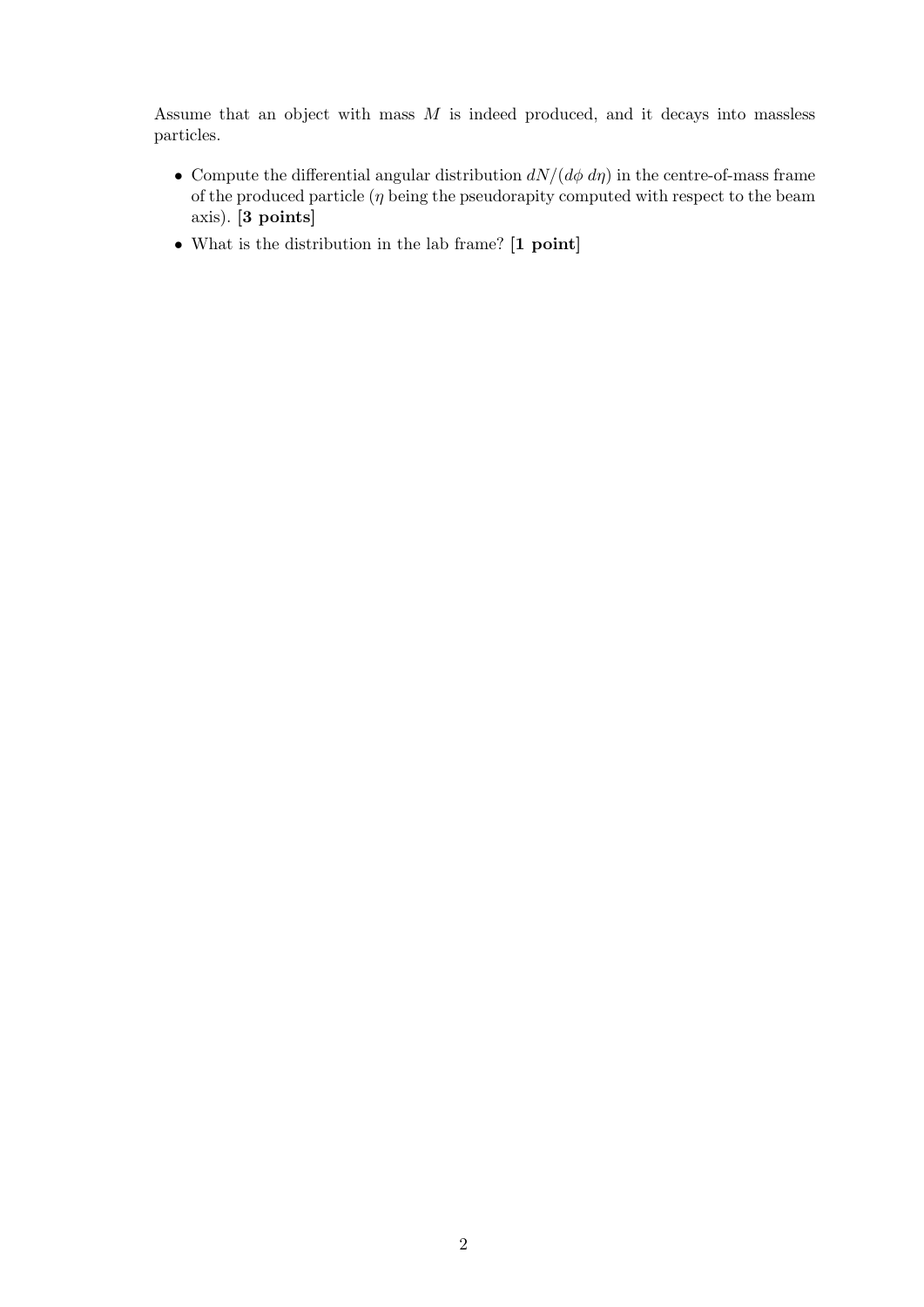Assume that an object with mass $M$ is indeed produced, and it decays into massless particles.

- Compute the differential angular distribution $dN/(d\phi\ d\eta)$ in the centre-of-mass frame of the produced particle ($\eta$ being the pseudorapity computed with respect to the beam axis). **[3 points]**
- What is the distribution in the lab frame? **[1 point]**